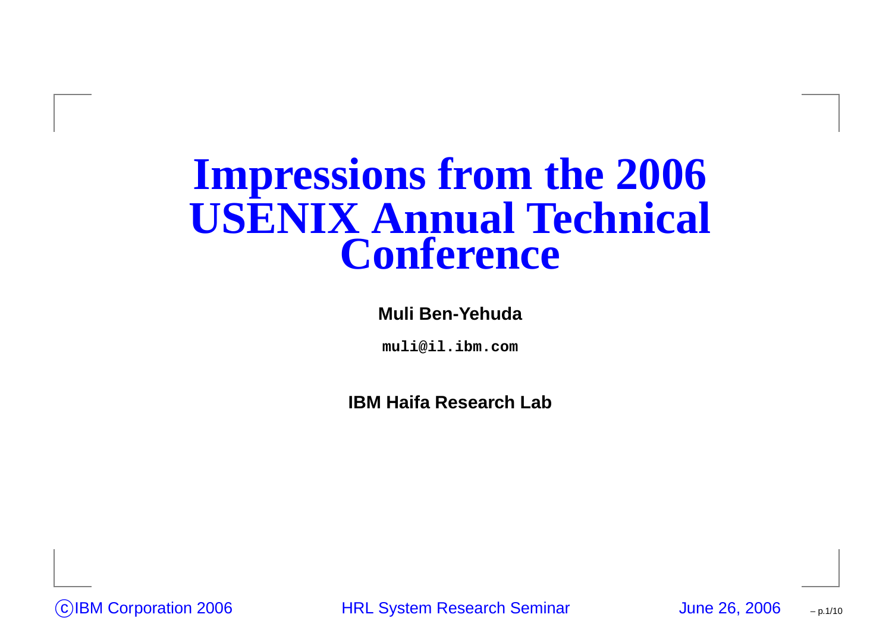# Impressions from the 2006 USENIX Annual Technical Conference

**Muli Ben-Yehuda**

**muli@il.ibm.com**

**IBM Haifa Research Lab**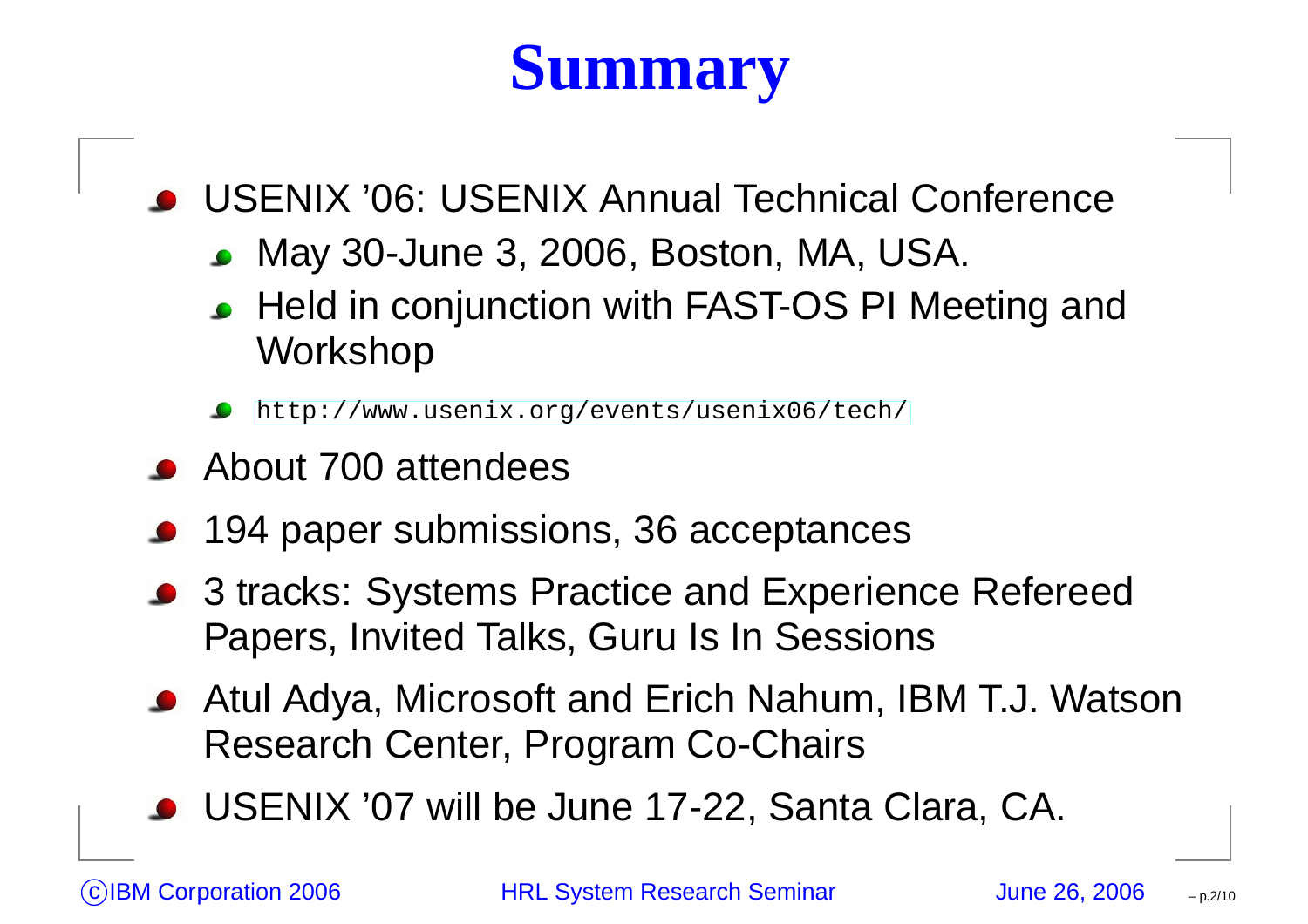# Summary

- USENIX ’06: USENIX Annual Technical Conference
  - May 30-June 3, 2006, Boston, MA, USA.
  - Held in conjunction with FAST-OS PI Meeting and Workshop
  - `http://www.usenix.org/events/usenix06/tech/`
- About 700 attendees
- 194 paper submissions, 36 acceptances
- 3 tracks: Systems Practice and Experience Refereed Papers, Invited Talks, Guru Is In Sessions
- Atul Adya, Microsoft and Erich Nahum, IBM T.J. Watson Research Center, Program Co-Chairs
- USENIX ’07 will be June 17-22, Santa Clara, CA.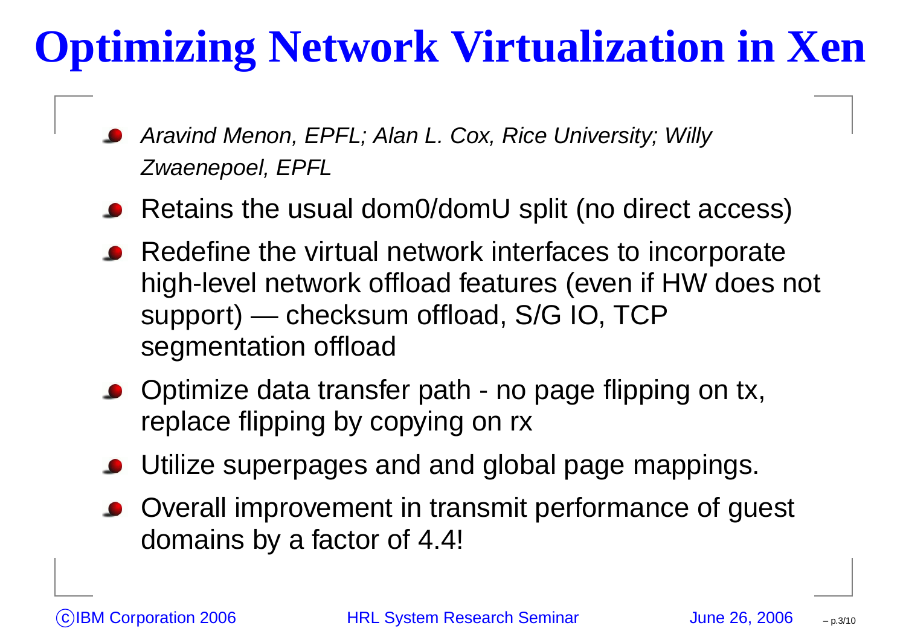# Optimizing Network Virtualization in Xen

- *Aravind Menon, EPFL; Alan L. Cox, Rice University; Willy Zwaenepoel, EPFL*
- Retains the usual dom0/domU split (no direct access)
- Redefine the virtual network interfaces to incorporate high-level network offload features (even if HW does not support) — checksum offload, S/G IO, TCP segmentation offload
- Optimize data transfer path - no page flipping on tx, replace flipping by copying on rx
- Utilize superpages and and global page mappings.
- Overall improvement in transmit performance of guest domains by a factor of 4.4!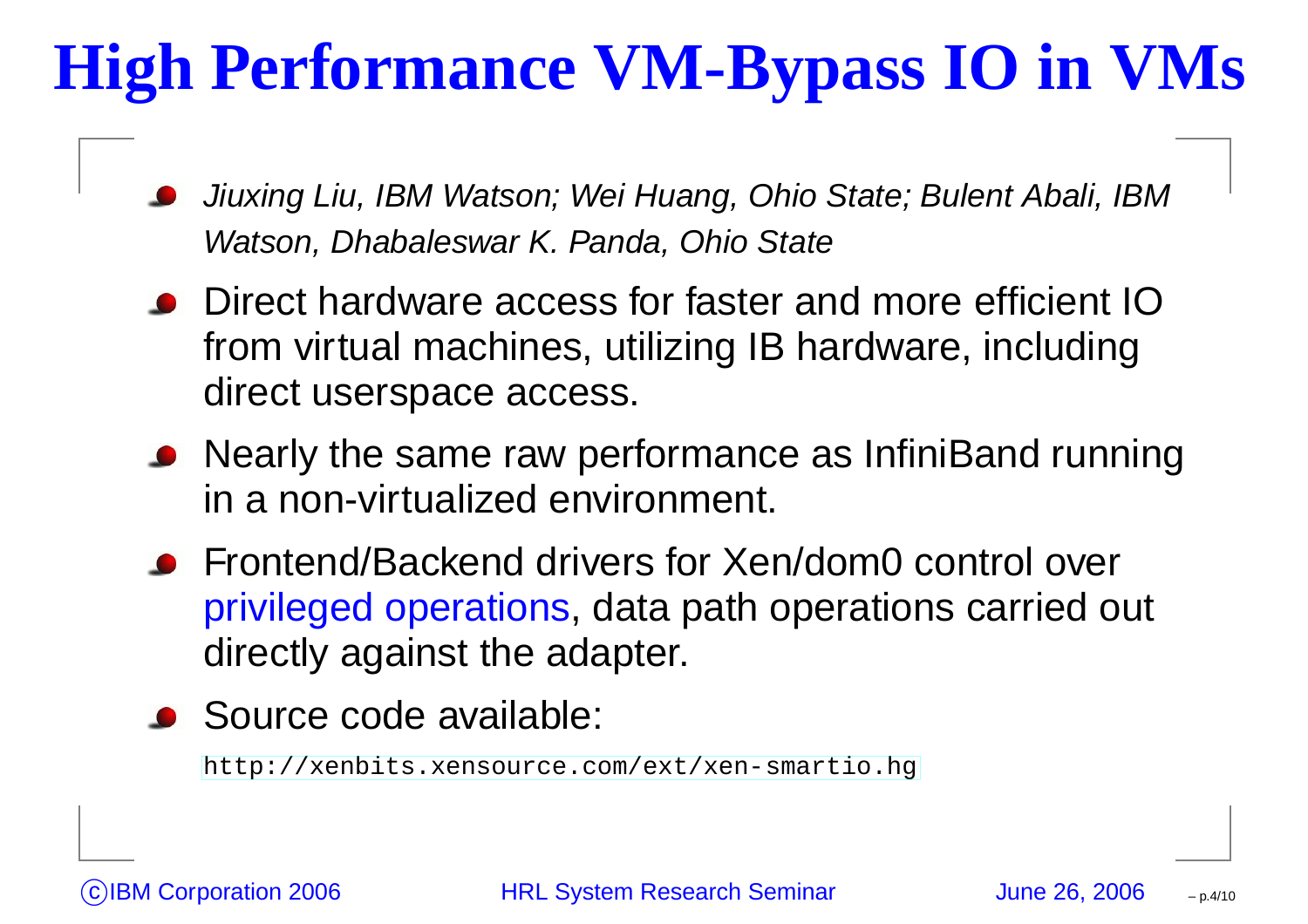# High Performance VM-Bypass IO in VMs

- *Jiuxing Liu, IBM Watson; Wei Huang, Ohio State; Bulent Abali, IBM Watson, Dhabaleswar K. Panda, Ohio State*
- Direct hardware access for faster and more efficient IO from virtual machines, utilizing IB hardware, including direct userspace access.
- Nearly the same raw performance as InfiniBand running in a non-virtualized environment.
- Frontend/Backend drivers for Xen/dom0 control over privileged operations, data path operations carried out directly against the adapter.
- Source code available:

  `http://xenbits.xensource.com/ext/xen-smartio.hg`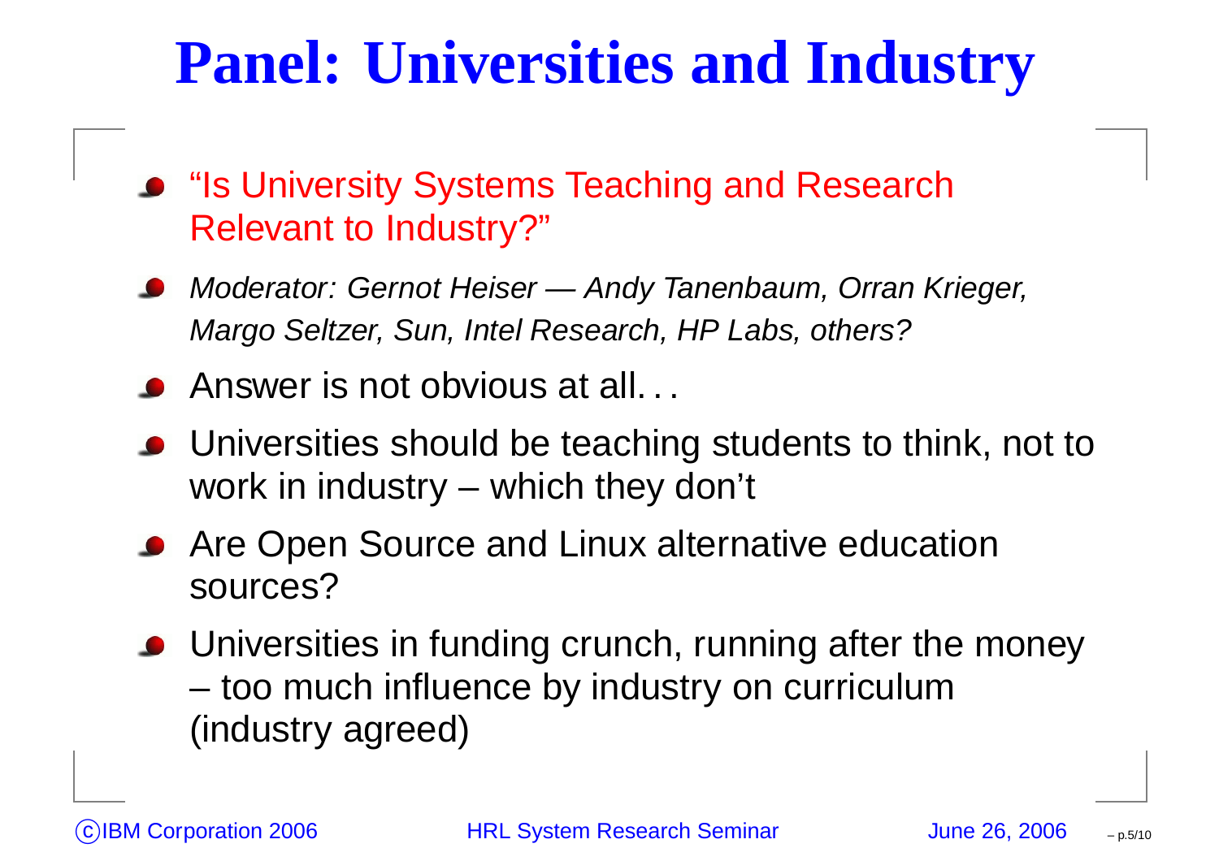# Panel: Universities and Industry

- “Is University Systems Teaching and Research Relevant to Industry?”
- *Moderator: Gernot Heiser — Andy Tanenbaum, Orran Krieger, Margo Seltzer, Sun, Intel Research, HP Labs, others?*
- Answer is not obvious at all. . .
- Universities should be teaching students to think, not to work in industry – which they don’t
- Are Open Source and Linux alternative education sources?
- Universities in funding crunch, running after the money – too much influence by industry on curriculum (industry agreed)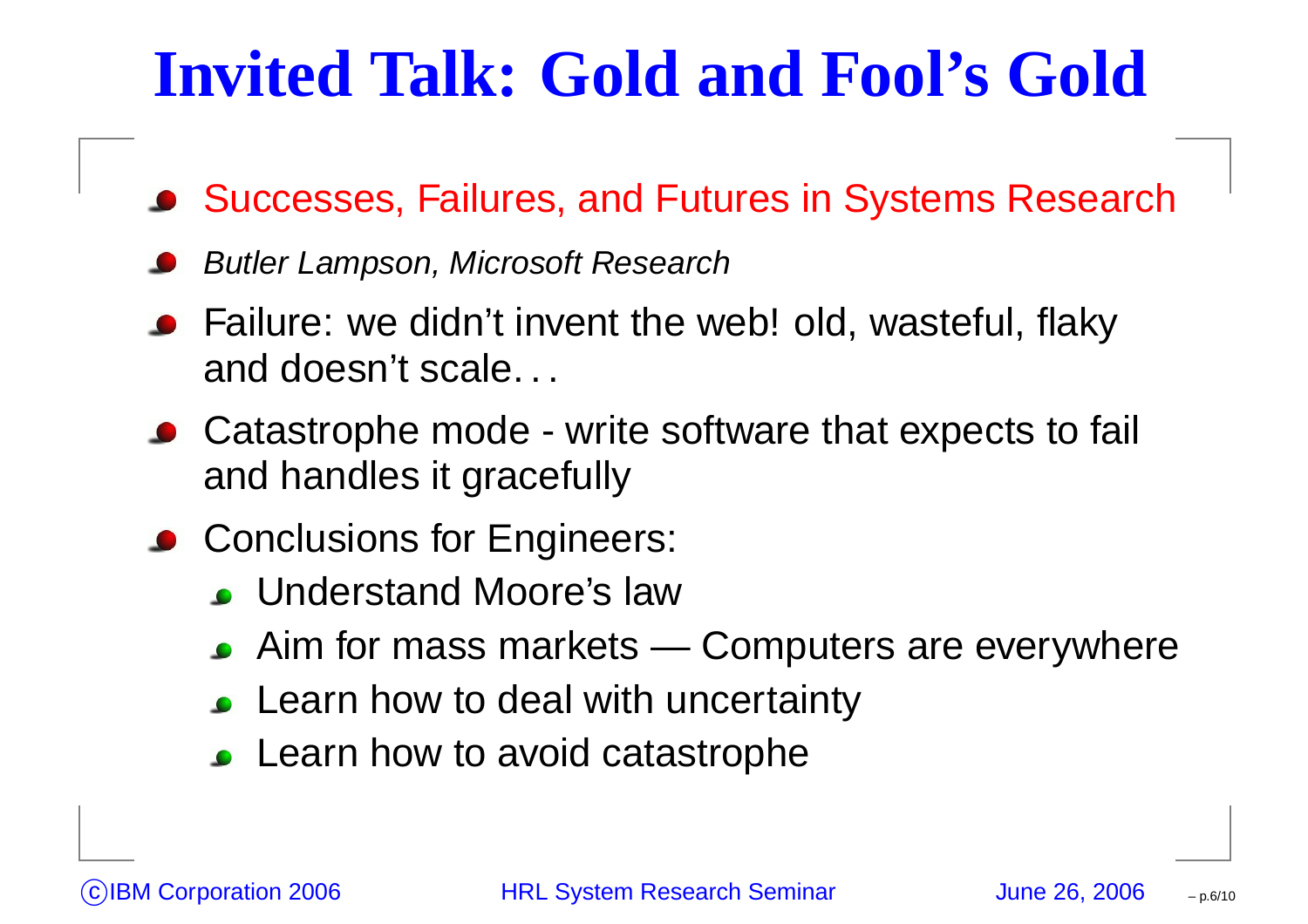# Invited Talk: Gold and Fool's Gold

- Successes, Failures, and Futures in Systems Research
- *Butler Lampson, Microsoft Research*
- Failure: we didn't invent the web! old, wasteful, flaky and doesn't scale. . .
- Catastrophe mode - write software that expects to fail and handles it gracefully
- Conclusions for Engineers:
  - Understand Moore's law
  - Aim for mass markets — Computers are everywhere
  - Learn how to deal with uncertainty
  - Learn how to avoid catastrophe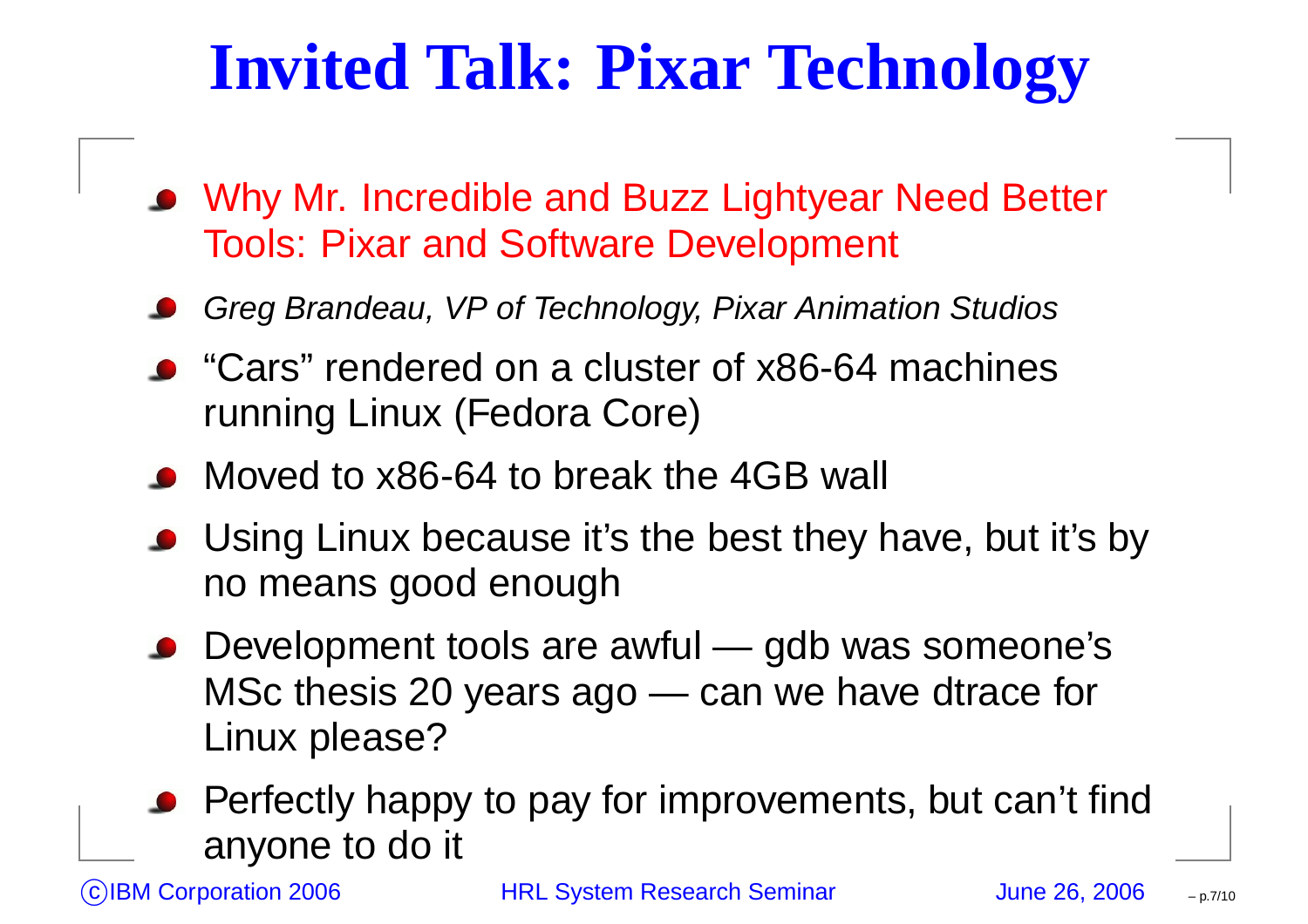# Invited Talk: Pixar Technology

- Why Mr. Incredible and Buzz Lightyear Need Better Tools: Pixar and Software Development
- *Greg Brandeau, VP of Technology, Pixar Animation Studios*
- “Cars” rendered on a cluster of x86-64 machines running Linux (Fedora Core)
- Moved to x86-64 to break the 4GB wall
- Using Linux because it’s the best they have, but it’s by no means good enough
- Development tools are awful — gdb was someone’s MSc thesis 20 years ago — can we have dtrace for Linux please?
- Perfectly happy to pay for improvements, but can’t find anyone to do it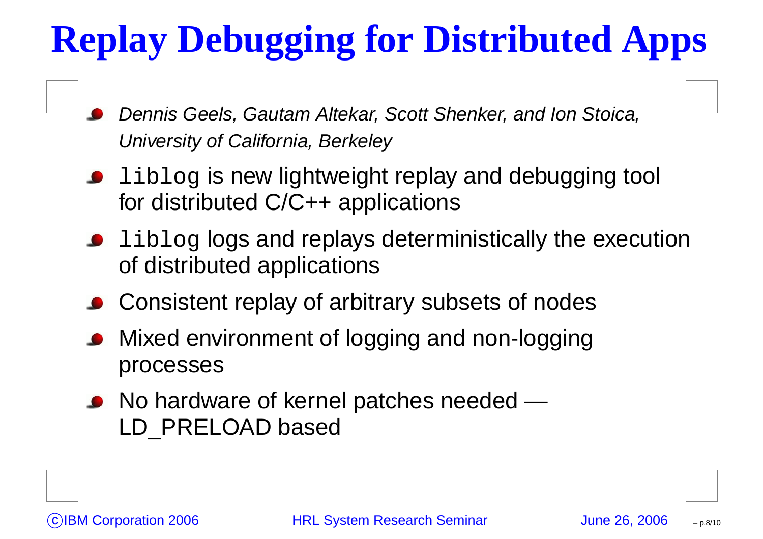# Replay Debugging for Distributed Apps

- *Dennis Geels, Gautam Altekar, Scott Shenker, and Ion Stoica, University of California, Berkeley*
- `liblog` is new lightweight replay and debugging tool for distributed C/C++ applications
- `liblog` logs and replays deterministically the execution of distributed applications
- Consistent replay of arbitrary subsets of nodes
- Mixed environment of logging and non-logging processes
- No hardware of kernel patches needed — LD_PRELOAD based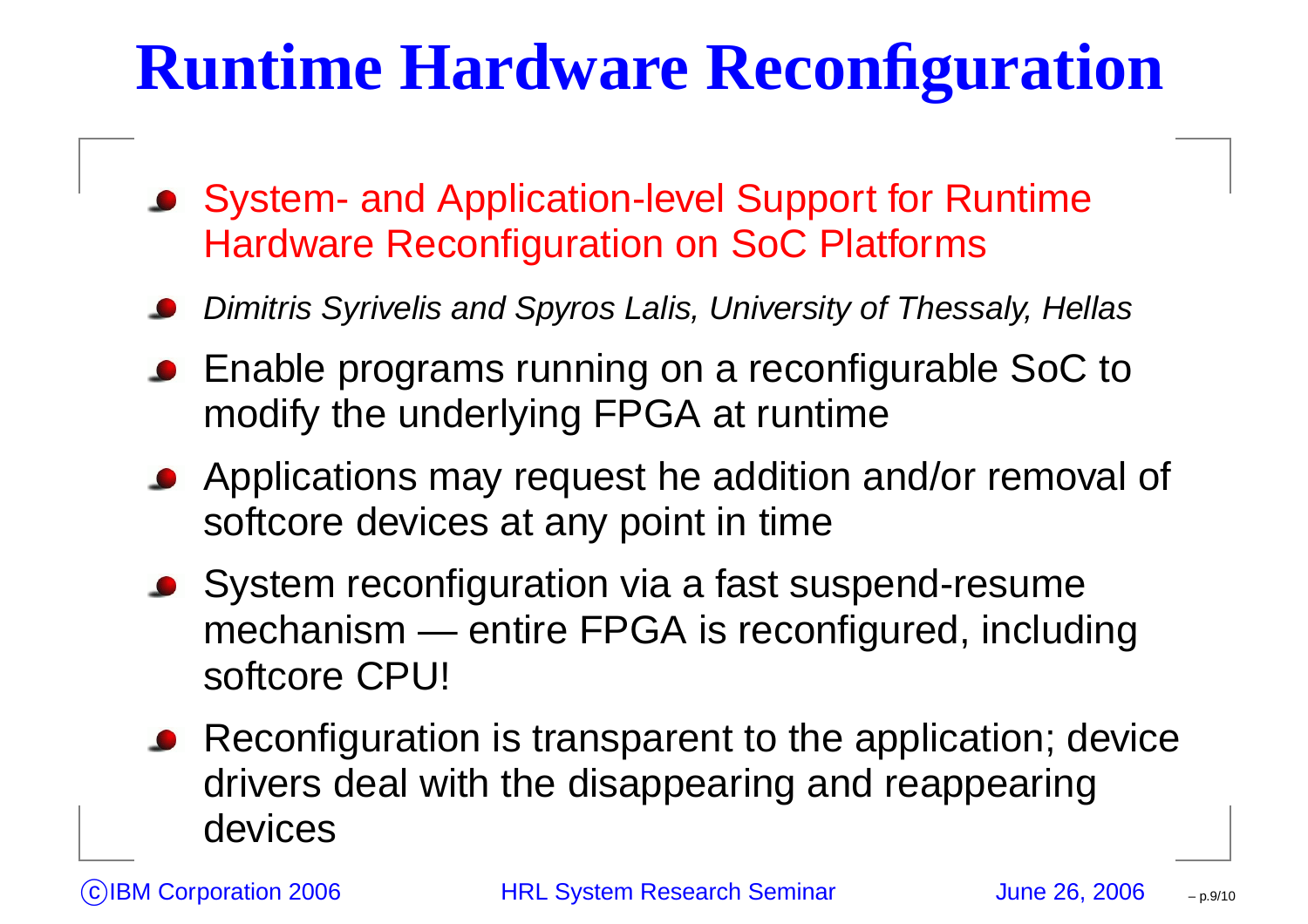# Runtime Hardware Reconfiguration

- System- and Application-level Support for Runtime Hardware Reconfiguration on SoC Platforms
- *Dimitris Syrivelis and Spyros Lalis, University of Thessaly, Hellas*
- Enable programs running on a reconfigurable SoC to modify the underlying FPGA at runtime
- Applications may request he addition and/or removal of softcore devices at any point in time
- System reconfiguration via a fast suspend-resume mechanism — entire FPGA is reconfigured, including softcore CPU!
- Reconfiguration is transparent to the application; device drivers deal with the disappearing and reappearing devices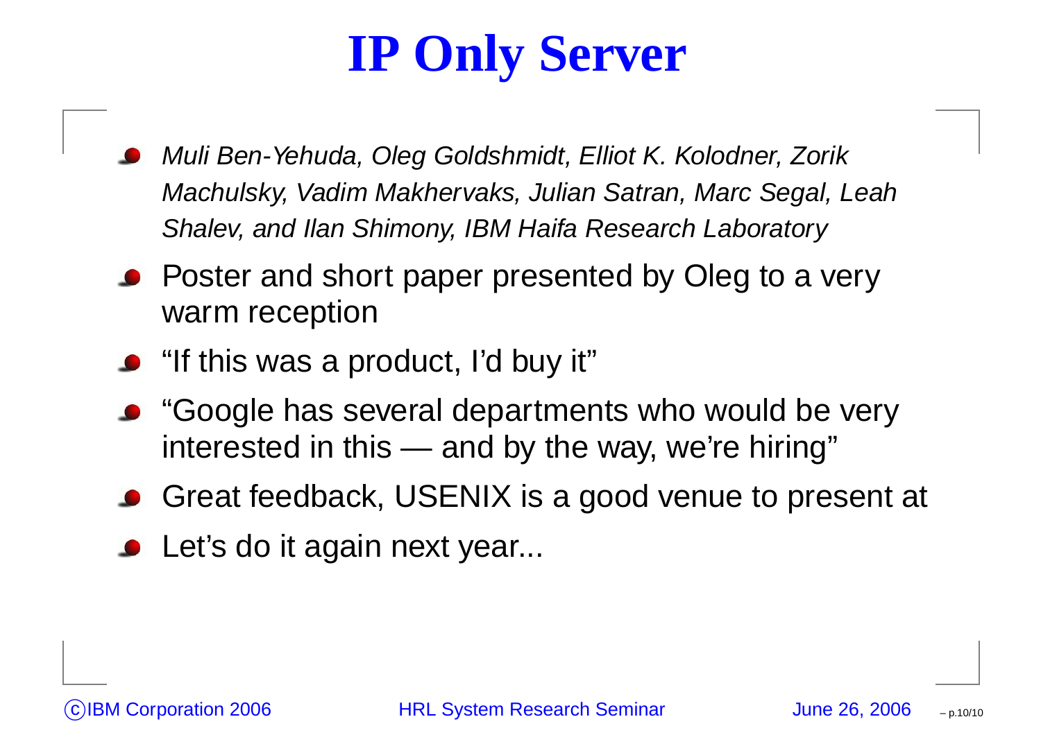# IP Only Server

- *Muli Ben-Yehuda, Oleg Goldshmidt, Elliot K. Kolodner, Zorik Machulsky, Vadim Makhervaks, Julian Satran, Marc Segal, Leah Shalev, and Ilan Shimony, IBM Haifa Research Laboratory*
- Poster and short paper presented by Oleg to a very warm reception
- “If this was a product, I’d buy it”
- “Google has several departments who would be very interested in this — and by the way, we’re hiring”
- Great feedback, USENIX is a good venue to present at
- Let’s do it again next year...